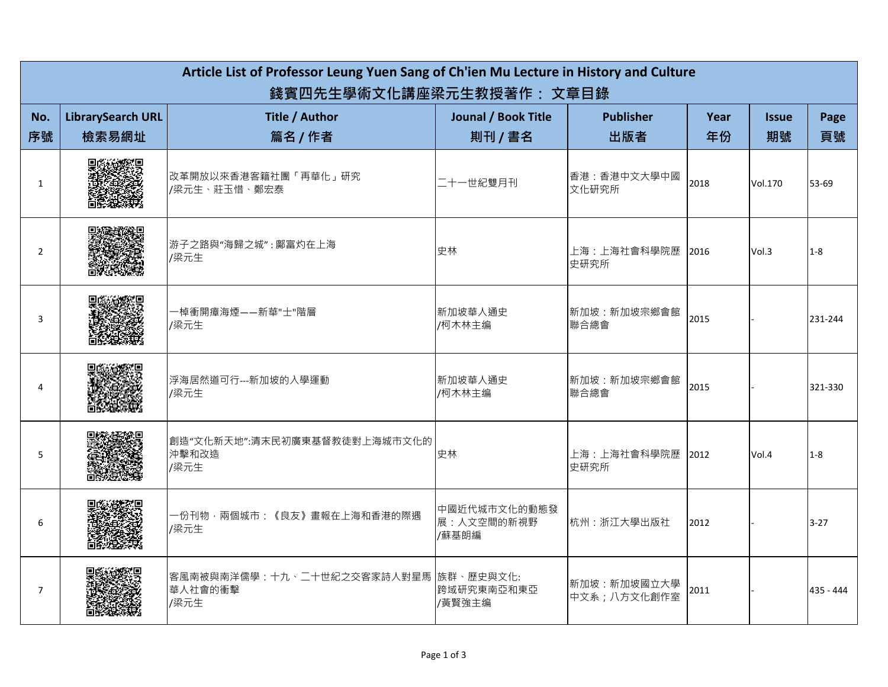# Article List of Professor Leung Yuen Sang of Ch'ien Mu Lecture in History and Culture

## 錢賓四先生學術文化講座梁元生教授著作： 文章目錄

| No. 序號 | LibrarySearch URL 檢索易網址 | Title / Author 篇名 / 作者 | Jounal / Book Title 期刊 / 書名 | Publisher 出版者 | Year 年份 | Issue 期號 | Page 頁號 |
|---|---|---|---|---|---|---|---|
| 1 | | 改革開放以來香港客籍社團「再華化」研究 /梁元生、莊玉惜、鄭宏泰 | 二十一世紀雙月刊 | 香港：香港中文大學中國文化研究所 | 2018 | Vol.170 | 53-69 |
| 2 | | 游子之路與"海歸之城"：鄺富灼在上海 /梁元生 | 史林 | 上海：上海社會科學院歷史研究所 | 2016 | Vol.3 | 1-8 |
| 3 | | 一棹衝開瘴海煙——新華"士"階層 /梁元生 | 新加坡華人通史 /柯木林主编 | 新加坡：新加坡宗鄉會館聯合總會 | 2015 | - | 231-244 |
| 4 | | 浮海居然道可行---新加坡的入學運動 /梁元生 | 新加坡華人通史 /柯木林主编 | 新加坡：新加坡宗鄉會館聯合總會 | 2015 | - | 321-330 |
| 5 | | 創造"文化新天地":清末民初廣東基督教徒對上海城市文化的沖擊和改造 /梁元生 | 史林 | 上海：上海社會科學院歷史研究所 | 2012 | Vol.4 | 1-8 |
| 6 | | 一份刊物，兩個城市：《良友》畫報在上海和香港的際遇 /梁元生 | 中國近代城市文化的動態發展：人文空間的新視野 /蘇基朗編 | 杭州：浙江大學出版社 | 2012 | - | 3-27 |
| 7 | | 客風南被與南洋儒學：十九、二十世紀之交客家詩人對星馬華人社會的衝擊 /梁元生 | 族群、歷史與文化: 跨域研究東南亞和東亞 /黃賢強主编 | 新加坡：新加坡國立大學中文系；八方文化創作室 | 2011 | - | 435 - 444 |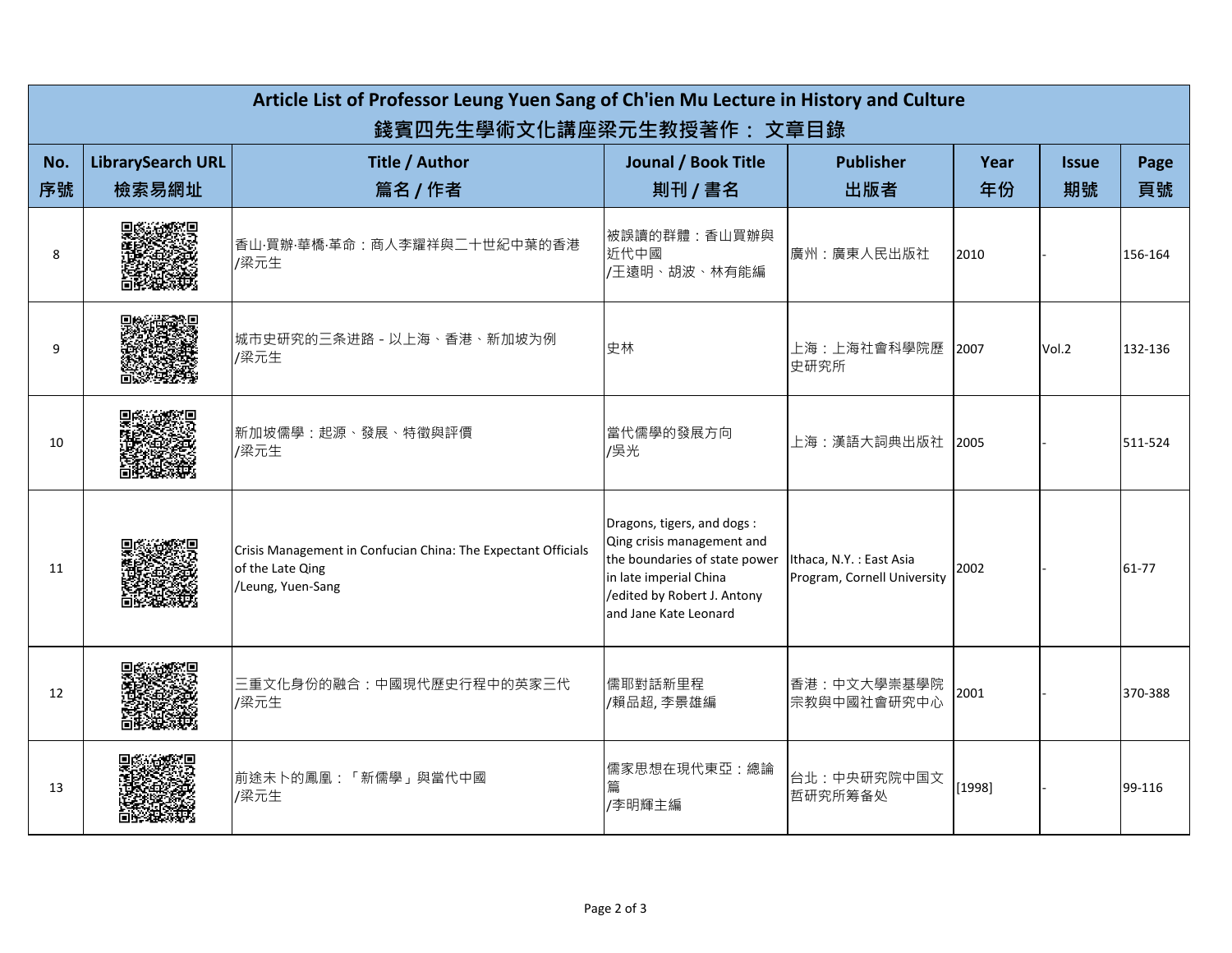| Article List of Professor Leung Yuen Sang of Ch'ien Mu Lecture in History and Culture<br>錢賓四先生學術文化講座梁元生教授著作： 文章目錄 | | | | | | | |
|---|---|---|---|---|---|---|---|
| No.<br>序號 | LibrarySearch URL<br>檢索易網址 | Title / Author<br>篇名 / 作者 | Jounal / Book Title<br>期刊 / 書名 | Publisher<br>出版者 | Year<br>年份 | Issue<br>期號 | Page<br>頁號 |
| 8 | | 香山·買辦·華橋·革命：商人李耀祥與二十世紀中葉的香港<br>/梁元生 | 被誤讀的群體：香山買辦與近代中國<br>/王遠明、胡波、林有能編 | 廣州：廣東人民出版社 | 2010 | - | 156-164 |
| 9 | | 城市史研究的三条进路 - 以上海、香港、新加坡为例<br>/梁元生 | 史林 | 上海：上海社會科學院歷史研究所 | 2007 | Vol.2 | 132-136 |
| 10 | | 新加坡儒學：起源、發展、特徵與評價<br>/梁元生 | 當代儒學的發展方向<br>/吳光 | 上海：漢語大詞典出版社 | 2005 | - | 511-524 |
| 11 | | Crisis Management in Confucian China: The Expectant Officials of the Late Qing<br>/Leung, Yuen-Sang | Dragons, tigers, and dogs : Qing crisis management and the boundaries of state power in late imperial China<br>/edited by Robert J. Antony and Jane Kate Leonard | Ithaca, N.Y. : East Asia Program, Cornell University | 2002 | - | 61-77 |
| 12 | | 三重文化身份的融合：中國現代歷史行程中的英家三代<br>/梁元生 | 儒耶對話新里程<br>/賴品超, 李景雄編 | 香港：中文大學崇基學院宗教與中國社會研究中心 | 2001 | - | 370-388 |
| 13 | | 前途未卜的鳳凰：「新儒學」與當代中國<br>/梁元生 | 儒家思想在現代東亞：總論篇<br>/李明輝主編 | 台北：中央研究院中国文哲研究所筹备处 | [1998] | - | 99-116 |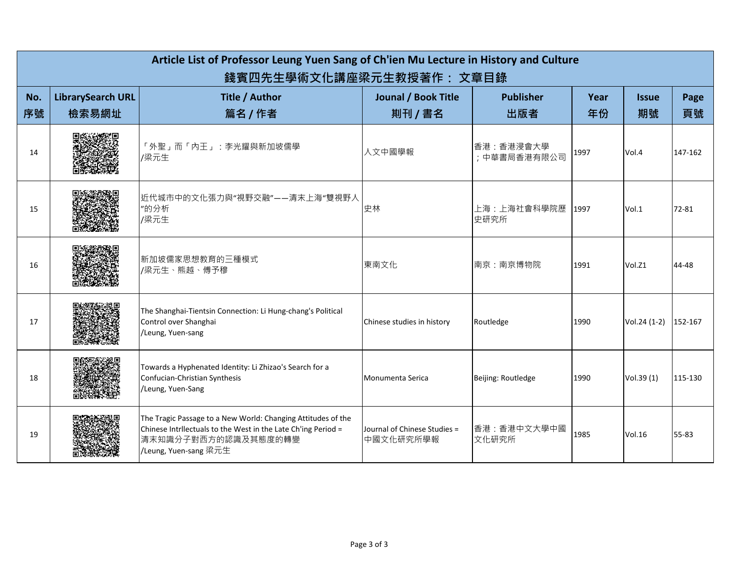# Article List of Professor Leung Yuen Sang of Ch'ien Mu Lecture in History and Culture

## 錢賓四先生學術文化講座梁元生教授著作： 文章目錄

| No. 序號 | LibrarySearch URL 檢索易網址 | Title / Author 篇名 / 作者 | Jounal / Book Title 期刊 / 書名 | Publisher 出版者 | Year 年份 | Issue 期號 | Page 頁號 |
|---|---|---|---|---|---|---|---|
| 14 | | 「外聖」而「內王」：李光耀與新加坡儒學 /梁元生 | 人文中國學報 | 香港：香港浸會大學；中華書局香港有限公司 | 1997 | Vol.4 | 147-162 |
| 15 | | 近代城市中的文化張力與"視野交融"——清末上海"雙視野人"的分析 /梁元生 | 史林 | 上海：上海社會科學院歷史研究所 | 1997 | Vol.1 | 72-81 |
| 16 | | 新加坡儒家思想教育的三種模式 /梁元生、熊越、傅予穆 | 東南文化 | 南京：南京博物院 | 1991 | Vol.Z1 | 44-48 |
| 17 | | The Shanghai-Tientsin Connection: Li Hung-chang's Political Control over Shanghai /Leung, Yuen-sang | Chinese studies in history | Routledge | 1990 | Vol.24 (1-2) | 152-167 |
| 18 | | Towards a Hyphenated Identity: Li Zhizao's Search for a Confucian-Christian Synthesis /Leung, Yuen-Sang | Monumenta Serica | Beijing: Routledge | 1990 | Vol.39 (1) | 115-130 |
| 19 | | The Tragic Passage to a New World: Changing Attitudes of the Chinese Intrllectuals to the West in the Late Ch'ing Period = 清末知識分子對西方的認識及其態度的轉變 /Leung, Yuen-sang 梁元生 | Journal of Chinese Studies = 中國文化研究所學報 | 香港：香港中文大學中國文化研究所 | 1985 | Vol.16 | 55-83 |